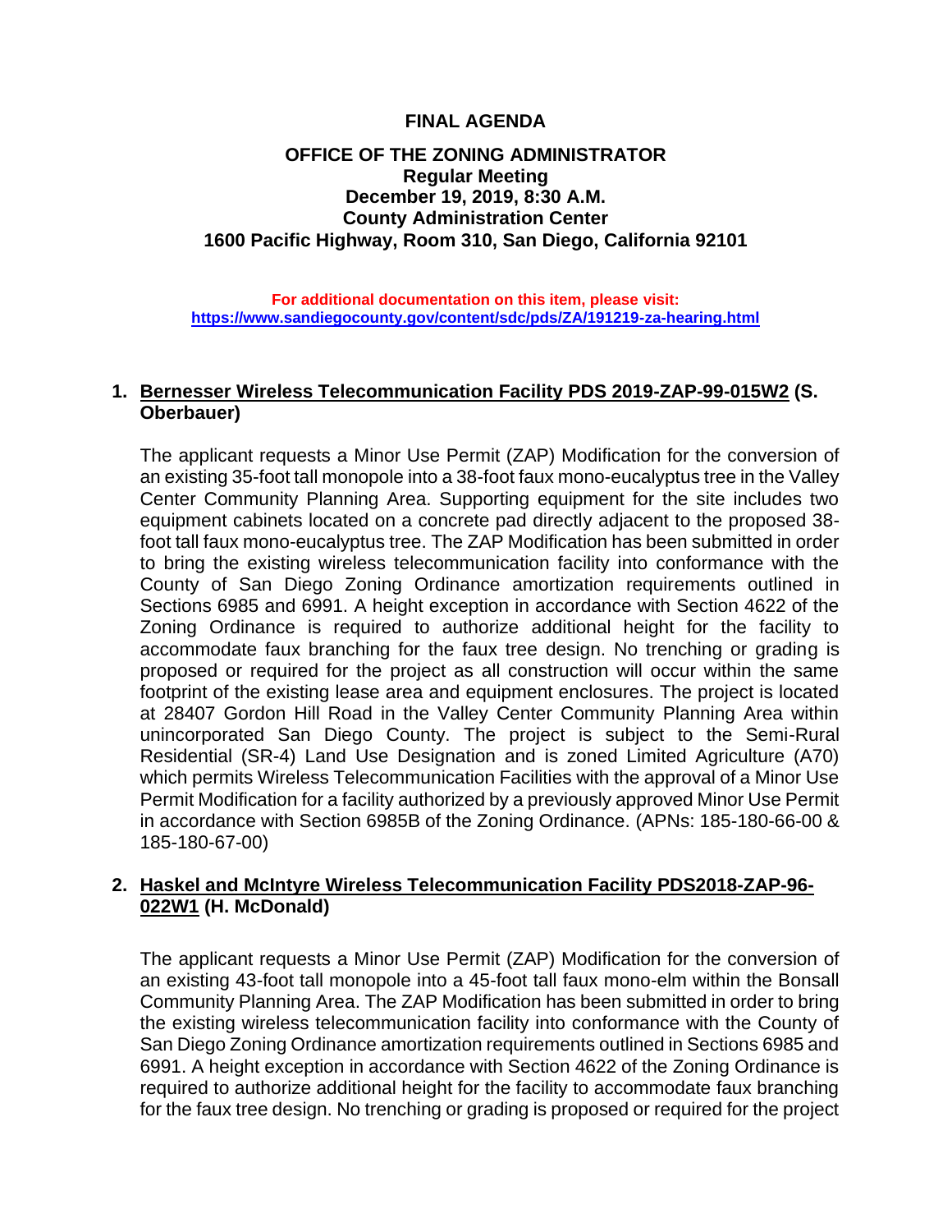# FINAL AGENDA

## OFFICE OF THE ZONING ADMINISTRATOR

**Regular Meeting**
**December 19, 2019, 8:30 A.M.**
**County Administration Center**
**1600 Pacific Highway, Room 310, San Diego, California 92101**

**For additional documentation on this item, please visit:**
**https://www.sandiegocounty.gov/content/sdc/pds/ZA/191219-za-hearing.html**

1. **Bernesser Wireless Telecommunication Facility PDS 2019-ZAP-99-015W2 (S. Oberbauer)**

   The applicant requests a Minor Use Permit (ZAP) Modification for the conversion of an existing 35-foot tall monopole into a 38-foot faux mono-eucalyptus tree in the Valley Center Community Planning Area. Supporting equipment for the site includes two equipment cabinets located on a concrete pad directly adjacent to the proposed 38-foot tall faux mono-eucalyptus tree. The ZAP Modification has been submitted in order to bring the existing wireless telecommunication facility into conformance with the County of San Diego Zoning Ordinance amortization requirements outlined in Sections 6985 and 6991. A height exception in accordance with Section 4622 of the Zoning Ordinance is required to authorize additional height for the facility to accommodate faux branching for the faux tree design. No trenching or grading is proposed or required for the project as all construction will occur within the same footprint of the existing lease area and equipment enclosures. The project is located at 28407 Gordon Hill Road in the Valley Center Community Planning Area within unincorporated San Diego County. The project is subject to the Semi-Rural Residential (SR-4) Land Use Designation and is zoned Limited Agriculture (A70) which permits Wireless Telecommunication Facilities with the approval of a Minor Use Permit Modification for a facility authorized by a previously approved Minor Use Permit in accordance with Section 6985B of the Zoning Ordinance. (APNs: 185-180-66-00 & 185-180-67-00)

2. **Haskel and McIntyre Wireless Telecommunication Facility PDS2018-ZAP-96-022W1 (H. McDonald)**

   The applicant requests a Minor Use Permit (ZAP) Modification for the conversion of an existing 43-foot tall monopole into a 45-foot tall faux mono-elm within the Bonsall Community Planning Area. The ZAP Modification has been submitted in order to bring the existing wireless telecommunication facility into conformance with the County of San Diego Zoning Ordinance amortization requirements outlined in Sections 6985 and 6991. A height exception in accordance with Section 4622 of the Zoning Ordinance is required to authorize additional height for the facility to accommodate faux branching for the faux tree design. No trenching or grading is proposed or required for the project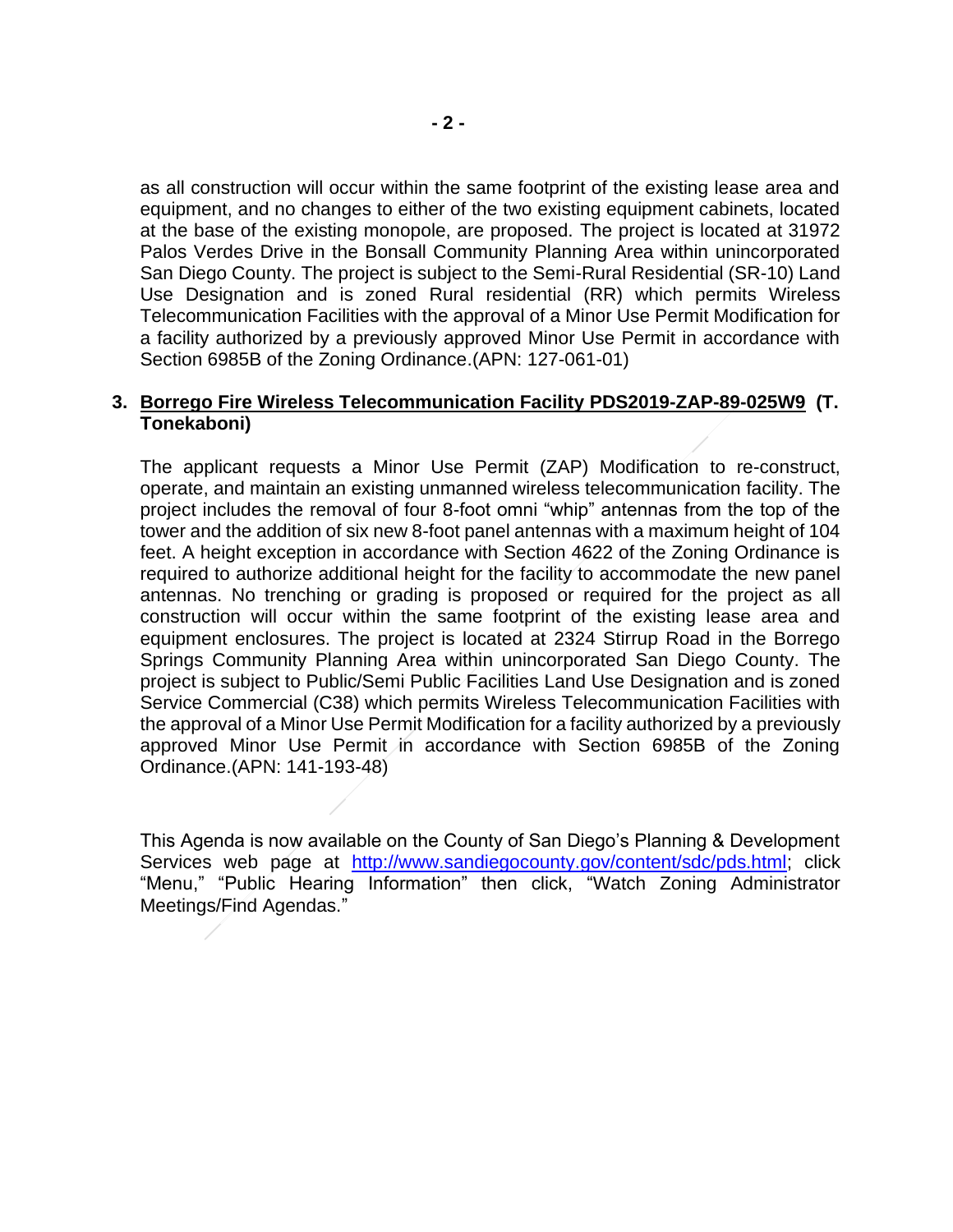as all construction will occur within the same footprint of the existing lease area and equipment, and no changes to either of the two existing equipment cabinets, located at the base of the existing monopole, are proposed. The project is located at 31972 Palos Verdes Drive in the Bonsall Community Planning Area within unincorporated San Diego County. The project is subject to the Semi-Rural Residential (SR-10) Land Use Designation and is zoned Rural residential (RR) which permits Wireless Telecommunication Facilities with the approval of a Minor Use Permit Modification for a facility authorized by a previously approved Minor Use Permit in accordance with Section 6985B of the Zoning Ordinance.(APN: 127-061-01)

3. **<u>Borrego Fire Wireless Telecommunication Facility PDS2019-ZAP-89-025W9</u> (T. Tonekaboni)**

   The applicant requests a Minor Use Permit (ZAP) Modification to re-construct, operate, and maintain an existing unmanned wireless telecommunication facility. The project includes the removal of four 8-foot omni "whip" antennas from the top of the tower and the addition of six new 8-foot panel antennas with a maximum height of 104 feet. A height exception in accordance with Section 4622 of the Zoning Ordinance is required to authorize additional height for the facility to accommodate the new panel antennas. No trenching or grading is proposed or required for the project as all construction will occur within the same footprint of the existing lease area and equipment enclosures. The project is located at 2324 Stirrup Road in the Borrego Springs Community Planning Area within unincorporated San Diego County. The project is subject to Public/Semi Public Facilities Land Use Designation and is zoned Service Commercial (C38) which permits Wireless Telecommunication Facilities with the approval of a Minor Use Permit Modification for a facility authorized by a previously approved Minor Use Permit in accordance with Section 6985B of the Zoning Ordinance.(APN: 141-193-48)

This Agenda is now available on the County of San Diego's Planning & Development Services web page at http://www.sandiegocounty.gov/content/sdc/pds.html; click "Menu," "Public Hearing Information" then click, "Watch Zoning Administrator Meetings/Find Agendas."